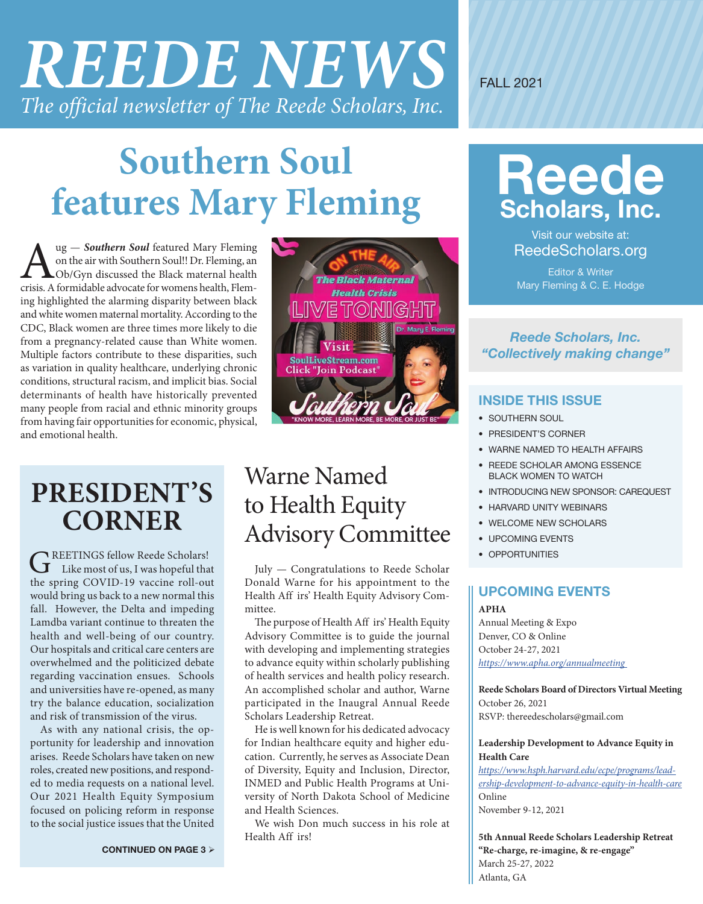# REEDE NEWS

*The official newsletter of The Reede Scholars, Inc.*

FALL 2021

# Southern Soul features Mary Fleming

Aug — ***Southern Soul*** featured Mary Fleming on the air with Southern Soul!! Dr. Fleming, an Ob/Gyn discussed the Black maternal health crisis. A formidable advocate for womens health, Fleming highlighted the alarming disparity between black and white women maternal mortality. According to the CDC, Black women are three times more likely to die from a pregnancy-related cause than White women. Multiple factors contribute to these disparities, such as variation in quality healthcare, underlying chronic conditions, structural racism, and implicit bias. Social determinants of health have historically prevented many people from racial and ethnic minority groups from having fair opportunities for economic, physical, and emotional health.

## PRESIDENT'S CORNER

GREETINGS fellow Reede Scholars! Like most of us, I was hopeful that the spring COVID-19 vaccine roll-out would bring us back to a new normal this fall. However, the Delta and impeding Lamdba variant continue to threaten the health and well-being of our country. Our hospitals and critical care centers are overwhelmed and the politicized debate regarding vaccination ensues. Schools and universities have re-opened, as many try the balance education, socialization and risk of transmission of the virus.

As with any national crisis, the opportunity for leadership and innovation arises. Reede Scholars have taken on new roles, created new positions, and responded to media requests on a national level. Our 2021 Health Equity Symposium focused on policing reform in response to the social justice issues that the United

**CONTINUED ON PAGE 3 ➢**

## Warne Named to Health Equity Advisory Committee

July — Congratulations to Reede Scholar Donald Warne for his appointment to the Health Aff irs' Health Equity Advisory Committee.

The purpose of Health Aff irs' Health Equity Advisory Committee is to guide the journal with developing and implementing strategies to advance equity within scholarly publishing of health services and health policy research. An accomplished scholar and author, Warne participated in the Inaugral Annual Reede Scholars Leadership Retreat.

He is well known for his dedicated advocacy for Indian healthcare equity and higher education. Currently, he serves as Associate Dean of Diversity, Equity and Inclusion, Director, INMED and Public Health Programs at University of North Dakota School of Medicine and Health Sciences.

We wish Don much success in his role at Health Aff irs!

## Reede Scholars, Inc.

Visit our website at: ReedeScholars.org

Editor & Writer
Mary Fleming & C. E. Hodge

*Reede Scholars, Inc. "Collectively making change"*

### INSIDE THIS ISSUE

- SOUTHERN SOUL
- PRESIDENT'S CORNER
- WARNE NAMED TO HEALTH AFFAIRS
- REEDE SCHOLAR AMONG ESSENCE BLACK WOMEN TO WATCH
- INTRODUCING NEW SPONSOR: CAREQUEST
- HARVARD UNITY WEBINARS
- WELCOME NEW SCHOLARS
- UPCOMING EVENTS
- OPPORTUNITIES

### UPCOMING EVENTS

**APHA**
Annual Meeting & Expo
Denver, CO & Online
October 24-27, 2021
*https://www.apha.org/annualmeeting*

**Reede Scholars Board of Directors Virtual Meeting**
October 26, 2021
RSVP: thereedescholars@gmail.com

**Leadership Development to Advance Equity in Health Care**
*https://www.hsph.harvard.edu/ecpe/programs/leadership-development-to-advance-equity-in-health-care*
Online
November 9-12, 2021

**5th Annual Reede Scholars Leadership Retreat**
**"Re-charge, re-imagine, & re-engage"**
March 25-27, 2022
Atlanta, GA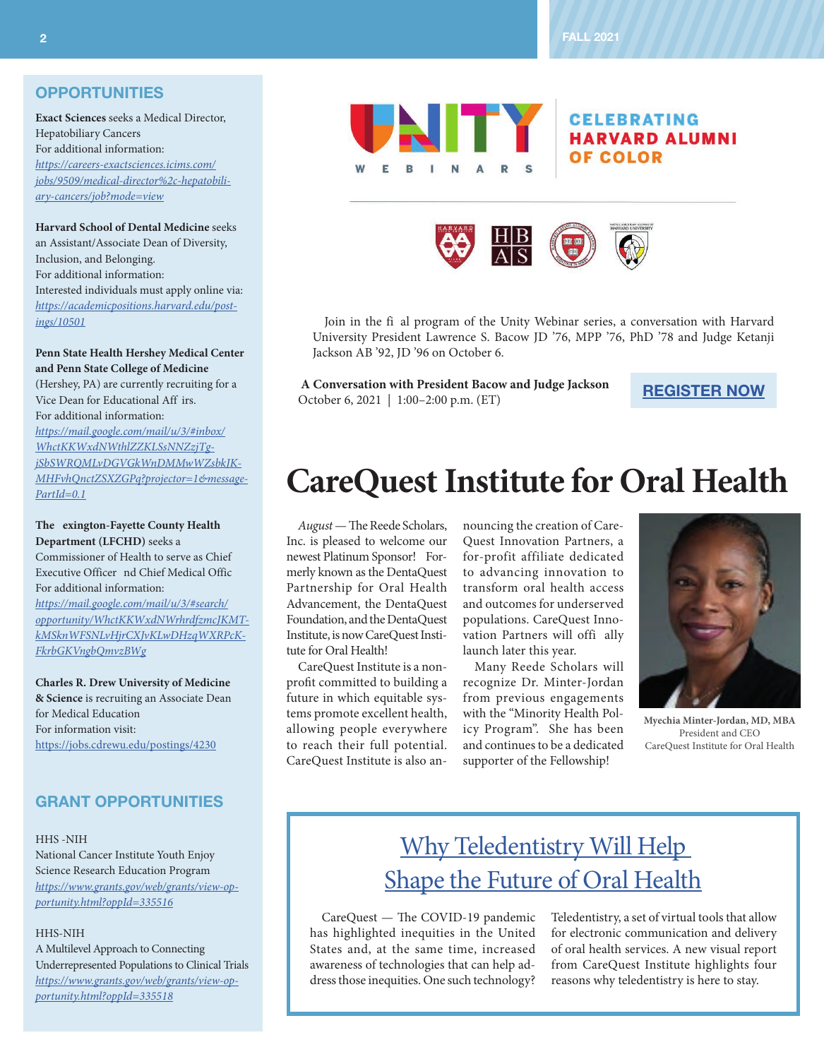## OPPORTUNITIES

**Exact Sciences** seeks a Medical Director, Hepatobiliary Cancers
For additional information:
https://careers-exactsciences.icims.com/jobs/9509/medical-director%2c-hepatobiliary-cancers/job?mode=view

**Harvard School of Dental Medicine** seeks an Assistant/Associate Dean of Diversity, Inclusion, and Belonging.
For additional information:
Interested individuals must apply online via:
https://academicpositions.harvard.edu/postings/10501

**Penn State Health Hershey Medical Center and Penn State College of Medicine** (Hershey, PA) are currently recruiting for a Vice Dean for Educational Aff irs.
For additional information:
https://mail.google.com/mail/u/3/#inbox/WhctKKWxdNWthlZZKLSsNNZzjTg-jSbSWRQMLvDGVGkWnDMMwWZsbkJK-MHFvhQnctZSXZGPq?projector=1&messagePartId=0.1

**The exington-Fayette County Health Department (LFCHD)** seeks a Commissioner of Health to serve as Chief Executive Officer nd Chief Medical Offic
For additional information:
https://mail.google.com/mail/u/3/#search/opportunity/WhctKKWxdNWrhrdfzmcJKMT-kMSknWFSNLvHjrCXJvKLwDHzqWXRPcK-FkrbGKVngbQmvzBWg

**Charles R. Drew University of Medicine & Science** is recruiting an Associate Dean for Medical Education
For information visit:
https://jobs.cdrewu.edu/postings/4230

## GRANT OPPORTUNITIES

HHS -NIH
National Cancer Institute Youth Enjoy Science Research Education Program
https://www.grants.gov/web/grants/view-opportunity.html?oppId=335516

HHS-NIH
A Multilevel Approach to Connecting Underrepresented Populations to Clinical Trials
https://www.grants.gov/web/grants/view-opportunity.html?oppId=335518

## UNITY WEBINARS — CELEBRATING HARVARD ALUMNI OF COLOR

Join in the fi al program of the Unity Webinar series, a conversation with Harvard University President Lawrence S. Bacow JD '76, MPP '76, PhD '78 and Judge Ketanji Jackson AB '92, JD '96 on October 6.

**A Conversation with President Bacow and Judge Jackson**
October 6, 2021 | 1:00–2:00 p.m. (ET)

**REGISTER NOW**

# CareQuest Institute for Oral Health

*August* — The Reede Scholars, Inc. is pleased to welcome our newest Platinum Sponsor! Formerly known as the DentaQuest Partnership for Oral Health Advancement, the DentaQuest Foundation, and the DentaQuest Institute, is now CareQuest Institute for Oral Health!

CareQuest Institute is a nonprofit committed to building a future in which equitable systems promote excellent health, allowing people everywhere to reach their full potential. CareQuest Institute is also announcing the creation of CareQuest Innovation Partners, a for-profit affiliate dedicated to advancing innovation to transform oral health access and outcomes for underserved populations. CareQuest Innovation Partners will offi ally launch later this year.

Many Reede Scholars will recognize Dr. Minter-Jordan from previous engagements with the "Minority Health Policy Program". She has been and continues to be a dedicated supporter of the Fellowship!

**Myechia Minter-Jordan, MD, MBA**
President and CEO
CareQuest Institute for Oral Health

## Why Teledentistry Will Help Shape the Future of Oral Health

CareQuest — The COVID-19 pandemic has highlighted inequities in the United States and, at the same time, increased awareness of technologies that can help address those inequities. One such technology? Teledentistry, a set of virtual tools that allow for electronic communication and delivery of oral health services. A new visual report from CareQuest Institute highlights four reasons why teledentistry is here to stay.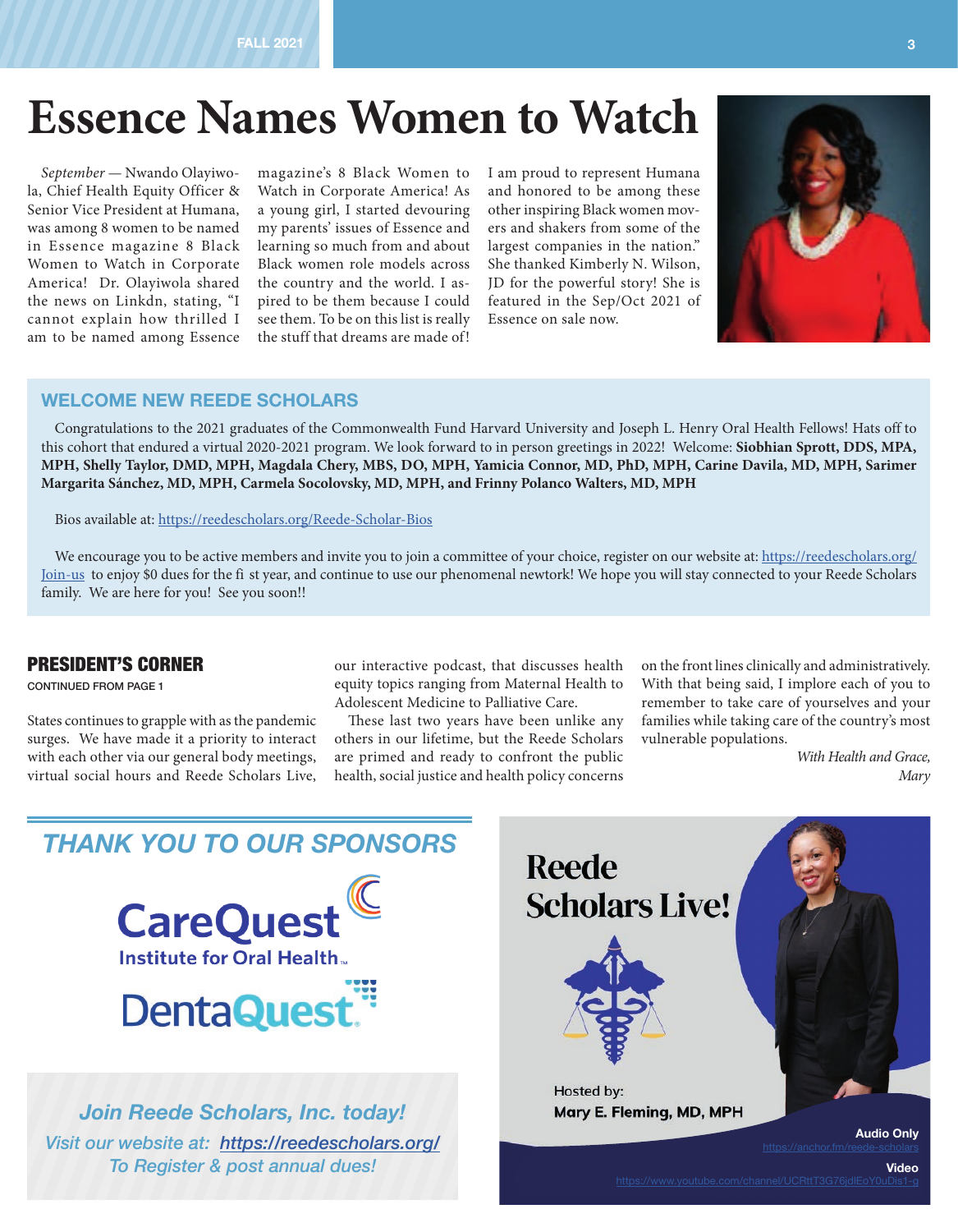# Essence Names Women to Watch

*September* — Nwando Olayiwola, Chief Health Equity Officer & Senior Vice President at Humana, was among 8 women to be named in Essence magazine 8 Black Women to Watch in Corporate America! Dr. Olayiwola shared the news on Linkdn, stating, "I cannot explain how thrilled I am to be named among Essence magazine's 8 Black Women to Watch in Corporate America! As a young girl, I started devouring my parents' issues of Essence and learning so much from and about Black women role models across the country and the world. I aspired to be them because I could see them. To be on this list is really the stuff that dreams are made of! I am proud to represent Humana and honored to be among these other inspiring Black women movers and shakers from some of the largest companies in the nation." She thanked Kimberly N. Wilson, JD for the powerful story! She is featured in the Sep/Oct 2021 of Essence on sale now.

## WELCOME NEW REEDE SCHOLARS

Congratulations to the 2021 graduates of the Commonwealth Fund Harvard University and Joseph L. Henry Oral Health Fellows! Hats off to this cohort that endured a virtual 2020-2021 program. We look forward to in person greetings in 2022! Welcome: **Siobhian Sprott, DDS, MPA, MPH, Shelly Taylor, DMD, MPH, Magdala Chery, MBS, DO, MPH, Yamicia Connor, MD, PhD, MPH, Carine Davila, MD, MPH, Sarimer Margarita Sánchez, MD, MPH, Carmela Socolovsky, MD, MPH, and Frinny Polanco Walters, MD, MPH**

Bios available at: https://reedescholars.org/Reede-Scholar-Bios

We encourage you to be active members and invite you to join a committee of your choice, register on our website at: https://reedescholars.org/Join-us to enjoy $0 dues for the fi st year, and continue to use our phenomenal newtork! We hope you will stay connected to your Reede Scholars family. We are here for you! See you soon!!

## PRESIDENT'S CORNER

CONTINUED FROM PAGE 1

States continues to grapple with as the pandemic surges. We have made it a priority to interact with each other via our general body meetings, virtual social hours and Reede Scholars Live, our interactive podcast, that discusses health equity topics ranging from Maternal Health to Adolescent Medicine to Palliative Care.

These last two years have been unlike any others in our lifetime, but the Reede Scholars are primed and ready to confront the public health, social justice and health policy concerns on the front lines clinically and administratively. With that being said, I implore each of you to remember to take care of yourselves and your families while taking care of the country's most vulnerable populations.

*With Health and Grace,*
*Mary*

## *THANK YOU TO OUR SPONSORS*

CareQuest Institute for Oral Health

DentaQuest

***Join Reede Scholars, Inc. today!***

*Visit our website at:* ***https://reedescholars.org/***
*To Register & post annual dues!*

**Reede Scholars Live!**

Hosted by:
**Mary E. Fleming, MD, MPH**

**Audio Only**
https://anchor.fm/reede-scholars

**Video**
https://www.youtube.com/channel/UCRttT3G76jdlEoY0uDis1-g